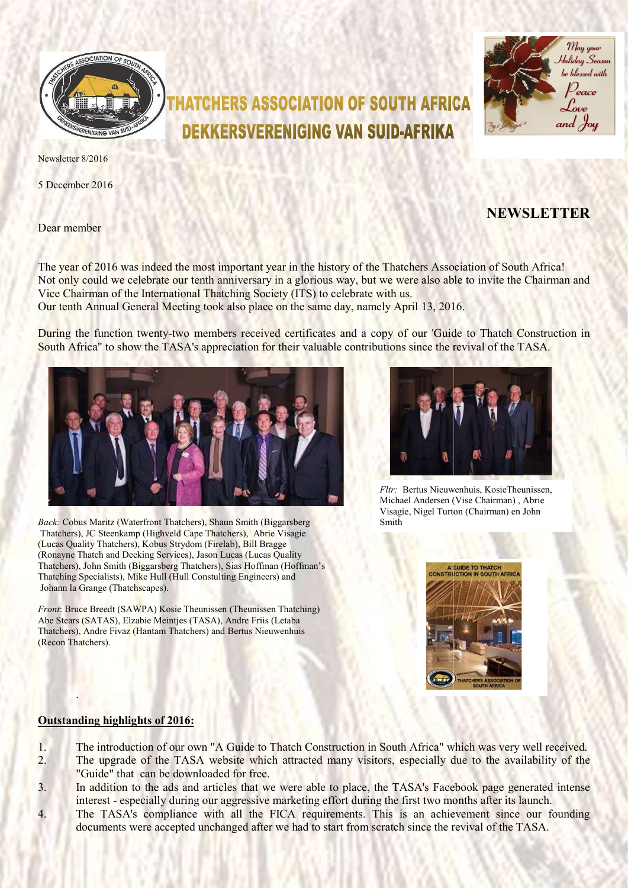# THATCHERS ASSOCIATION OF SOUTH AFRICA
# DEKKERSVERENIGING VAN SUID-AFRIKA

Newsletter 8/2016

5 December 2016

## NEWSLETTER

Dear member

The year of 2016 was indeed the most important year in the history of the Thatchers Association of South Africa! Not only could we celebrate our tenth anniversary in a glorious way, but we were also able to invite the Chairman and Vice Chairman of the International Thatching Society (ITS) to celebrate with us.
Our tenth Annual General Meeting took also place on the same day, namely April 13, 2016.

During the function twenty-two members received certificates and a copy of our 'Guide to Thatch Construction in South Africa" to show the TASA's appreciation for their valuable contributions since the revival of the TASA.

*Back:* Cobus Maritz (Waterfront Thatchers), Shaun Smith (Biggarsberg Thatchers), JC Steenkamp (Highveld Cape Thatchers), Abrie Visagie (Lucas Quality Thatchers), Kobus Strydom (Firelab), Bill Bragge (Ronayne Thatch and Decking Services), Jason Lucas (Lucas Quality Thatchers), John Smith (Biggarsberg Thatchers), Sias Hoffman (Hoffman's Thatching Specialists), Mike Hull (Hull Constulting Engineers) and Johann la Grange (Thatchscapes).

*Front*: Bruce Breedt (SAWPA) Kosie Theunissen (Theunissen Thatching) Abe Stears (SATAS), Elzabie Meintjes (TASA), Andre Friis (Letaba Thatchers), Andre Fivaz (Hantam Thatchers) and Bertus Nieuwenhuis (Recon Thatchers).

*Fltr:* Bertus Nieuwenhuis, KosieTheunissen, Michael Andersen (Vise Chairman) , Abrie Visagie, Nigel Turton (Chairman) en John Smith

### Outstanding highlights of 2016:

1. The introduction of our own "A Guide to Thatch Construction in South Africa" which was very well received.
2. The upgrade of the TASA website which attracted many visitors, especially due to the availability of the "Guide" that can be downloaded for free.
3. In addition to the ads and articles that we were able to place, the TASA's Facebook page generated intense interest - especially during our aggressive marketing effort during the first two months after its launch.
4. The TASA's compliance with all the FICA requirements. This is an achievement since our founding documents were accepted unchanged after we had to start from scratch since the revival of the TASA.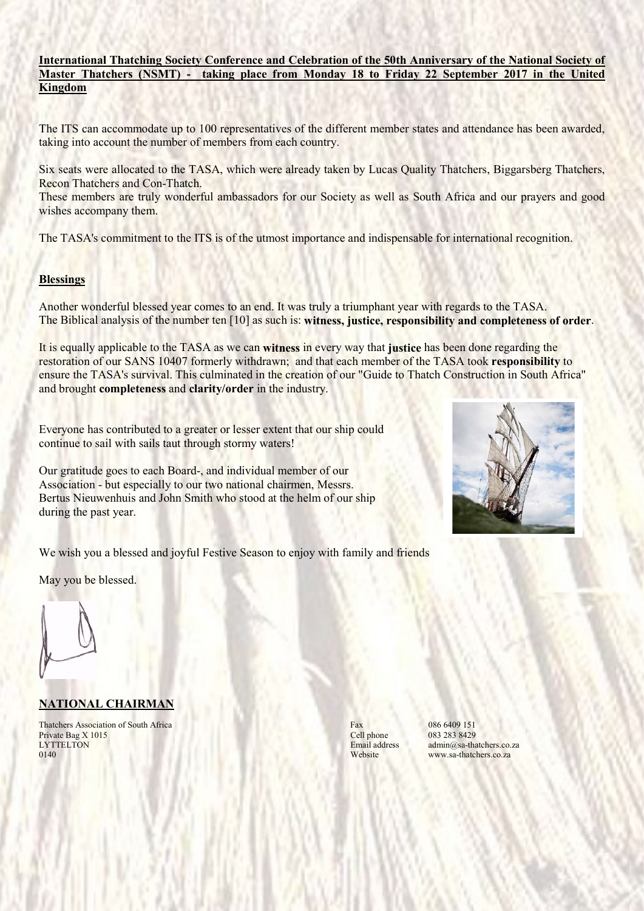**International Thatching Society Conference and Celebration of the 50th Anniversary of the National Society of Master Thatchers (NSMT) - taking place from Monday 18 to Friday 22 September 2017 in the United Kingdom**

The ITS can accommodate up to 100 representatives of the different member states and attendance has been awarded, taking into account the number of members from each country.

Six seats were allocated to the TASA, which were already taken by Lucas Quality Thatchers, Biggarsberg Thatchers, Recon Thatchers and Con-Thatch.
These members are truly wonderful ambassadors for our Society as well as South Africa and our prayers and good wishes accompany them.

The TASA's commitment to the ITS is of the utmost importance and indispensable for international recognition.

**Blessings**

Another wonderful blessed year comes to an end. It was truly a triumphant year with regards to the TASA.
The Biblical analysis of the number ten [10] as such is: **witness, justice, responsibility and completeness of order**.

It is equally applicable to the TASA as we can **witness** in every way that **justice** has been done regarding the restoration of our SANS 10407 formerly withdrawn; and that each member of the TASA took **responsibility** to ensure the TASA's survival. This culminated in the creation of our "Guide to Thatch Construction in South Africa" and brought **completeness** and **clarity/order** in the industry.

Everyone has contributed to a greater or lesser extent that our ship could continue to sail with sails taut through stormy waters!

Our gratitude goes to each Board-, and individual member of our Association - but especially to our two national chairmen, Messrs. Bertus Nieuwenhuis and John Smith who stood at the helm of our ship during the past year.

We wish you a blessed and joyful Festive Season to enjoy with family and friends

May you be blessed.

**NATIONAL CHAIRMAN**

Thatchers Association of South Africa
Private Bag X 1015
LYTTELTON
0140

Fax 086 6409 151
Cell phone 083 283 8429
Email address admin@sa-thatchers.co.za
Website www.sa-thatchers.co.za